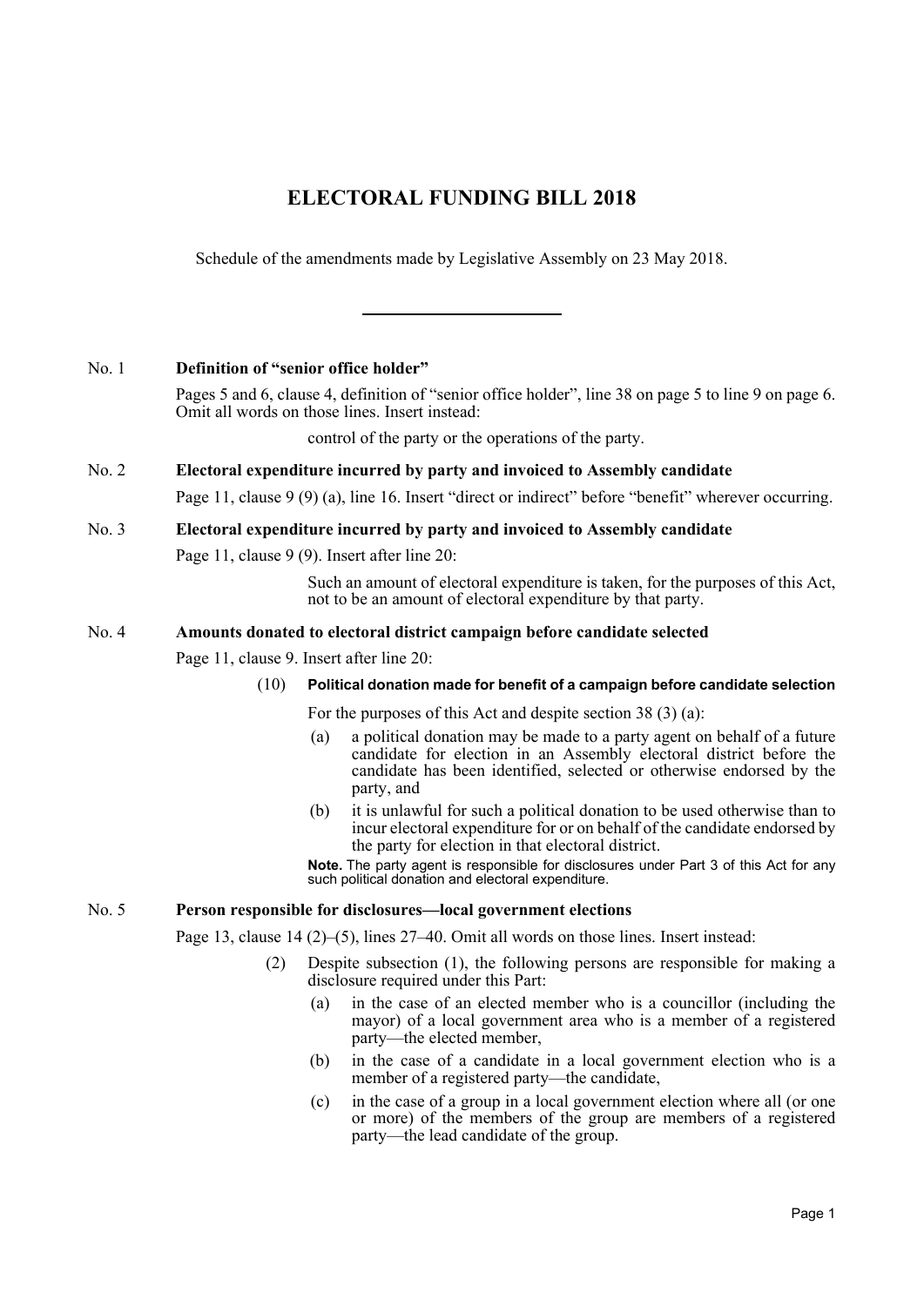# ELECTORAL FUNDING BILL 2018

Schedule of the amendments made by Legislative Assembly on 23 May 2018.

---

**No. 1 Definition of "senior office holder"**

Pages 5 and 6, clause 4, definition of "senior office holder", line 38 on page 5 to line 9 on page 6. Omit all words on those lines. Insert instead:

> control of the party or the operations of the party.

**No. 2 Electoral expenditure incurred by party and invoiced to Assembly candidate**

Page 11, clause 9 (9) (a), line 16. Insert "direct or indirect" before "benefit" wherever occurring.

**No. 3 Electoral expenditure incurred by party and invoiced to Assembly candidate**

Page 11, clause 9 (9). Insert after line 20:

> Such an amount of electoral expenditure is taken, for the purposes of this Act, not to be an amount of electoral expenditure by that party.

**No. 4 Amounts donated to electoral district campaign before candidate selected**

Page 11, clause 9. Insert after line 20:

> (10) **Political donation made for benefit of a campaign before candidate selection**
>
> For the purposes of this Act and despite section 38 (3) (a):
>
> (a) a political donation may be made to a party agent on behalf of a future candidate for election in an Assembly electoral district before the candidate has been identified, selected or otherwise endorsed by the party, and
>
> (b) it is unlawful for such a political donation to be used otherwise than to incur electoral expenditure for or on behalf of the candidate endorsed by the party for election in that electoral district.
>
> **Note.** The party agent is responsible for disclosures under Part 3 of this Act for any such political donation and electoral expenditure.

**No. 5 Person responsible for disclosures—local government elections**

Page 13, clause 14 (2)–(5), lines 27–40. Omit all words on those lines. Insert instead:

> (2) Despite subsection (1), the following persons are responsible for making a disclosure required under this Part:
>
> (a) in the case of an elected member who is a councillor (including the mayor) of a local government area who is a member of a registered party—the elected member,
>
> (b) in the case of a candidate in a local government election who is a member of a registered party—the candidate,
>
> (c) in the case of a group in a local government election where all (or one or more) of the members of the group are members of a registered party—the lead candidate of the group.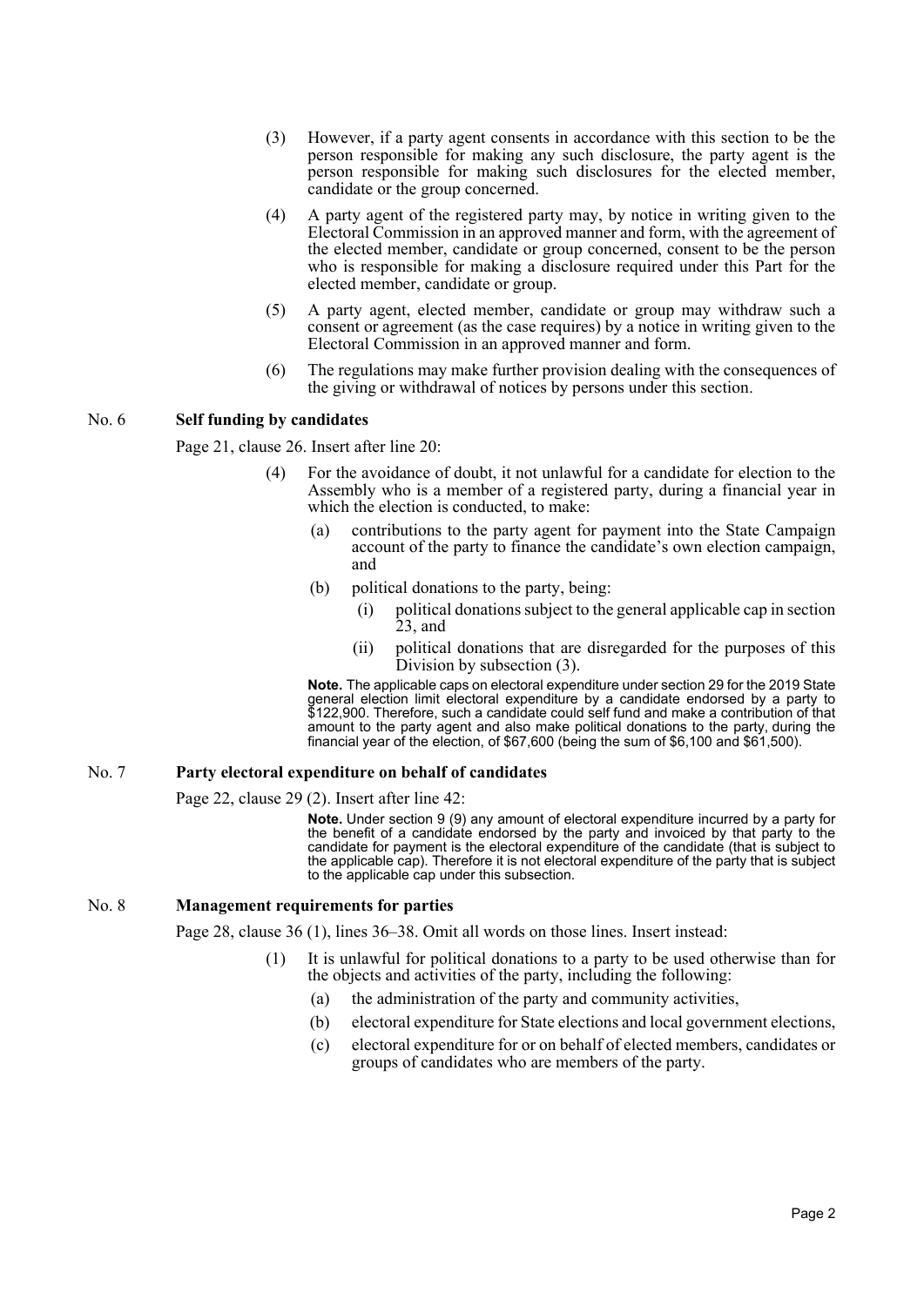(3) However, if a party agent consents in accordance with this section to be the person responsible for making any such disclosure, the party agent is the person responsible for making such disclosures for the elected member, candidate or the group concerned.

(4) A party agent of the registered party may, by notice in writing given to the Electoral Commission in an approved manner and form, with the agreement of the elected member, candidate or group concerned, consent to be the person who is responsible for making a disclosure required under this Part for the elected member, candidate or group.

(5) A party agent, elected member, candidate or group may withdraw such a consent or agreement (as the case requires) by a notice in writing given to the Electoral Commission in an approved manner and form.

(6) The regulations may make further provision dealing with the consequences of the giving or withdrawal of notices by persons under this section.

## No. 6 **Self funding by candidates**

Page 21, clause 26. Insert after line 20:

(4) For the avoidance of doubt, it not unlawful for a candidate for election to the Assembly who is a member of a registered party, during a financial year in which the election is conducted, to make:

- (a) contributions to the party agent for payment into the State Campaign account of the party to finance the candidate's own election campaign, and
- (b) political donations to the party, being:
  - (i) political donations subject to the general applicable cap in section 23, and
  - (ii) political donations that are disregarded for the purposes of this Division by subsection (3).

**Note.** The applicable caps on electoral expenditure under section 29 for the 2019 State general election limit electoral expenditure by a candidate endorsed by a party to $122,900. Therefore, such a candidate could self fund and make a contribution of that amount to the party agent and also make political donations to the party, during the financial year of the election, of $67,600 (being the sum of $6,100 and $61,500).

## No. 7 **Party electoral expenditure on behalf of candidates**

Page 22, clause 29 (2). Insert after line 42:

**Note.** Under section 9 (9) any amount of electoral expenditure incurred by a party for the benefit of a candidate endorsed by the party and invoiced by that party to the candidate for payment is the electoral expenditure of the candidate (that is subject to the applicable cap). Therefore it is not electoral expenditure of the party that is subject to the applicable cap under this subsection.

## No. 8 **Management requirements for parties**

Page 28, clause 36 (1), lines 36–38. Omit all words on those lines. Insert instead:

(1) It is unlawful for political donations to a party to be used otherwise than for the objects and activities of the party, including the following:

- (a) the administration of the party and community activities,
- (b) electoral expenditure for State elections and local government elections,
- (c) electoral expenditure for or on behalf of elected members, candidates or groups of candidates who are members of the party.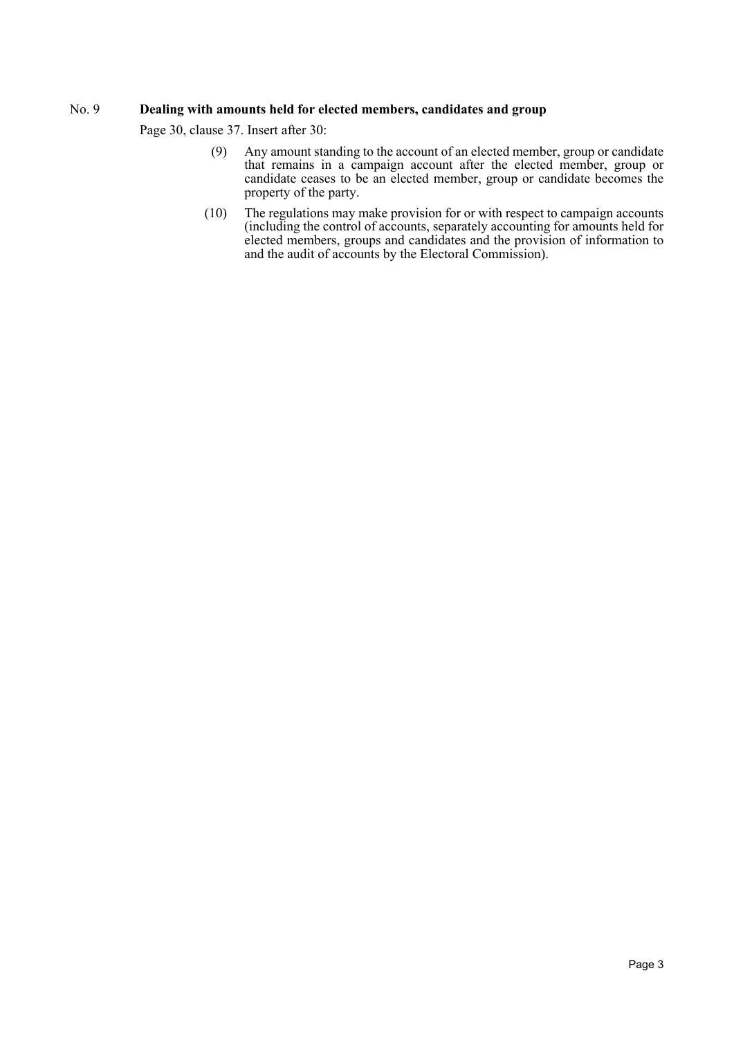No. 9 **Dealing with amounts held for elected members, candidates and group**

Page 30, clause 37. Insert after 30:

(9) Any amount standing to the account of an elected member, group or candidate that remains in a campaign account after the elected member, group or candidate ceases to be an elected member, group or candidate becomes the property of the party.

(10) The regulations may make provision for or with respect to campaign accounts (including the control of accounts, separately accounting for amounts held for elected members, groups and candidates and the provision of information to and the audit of accounts by the Electoral Commission).